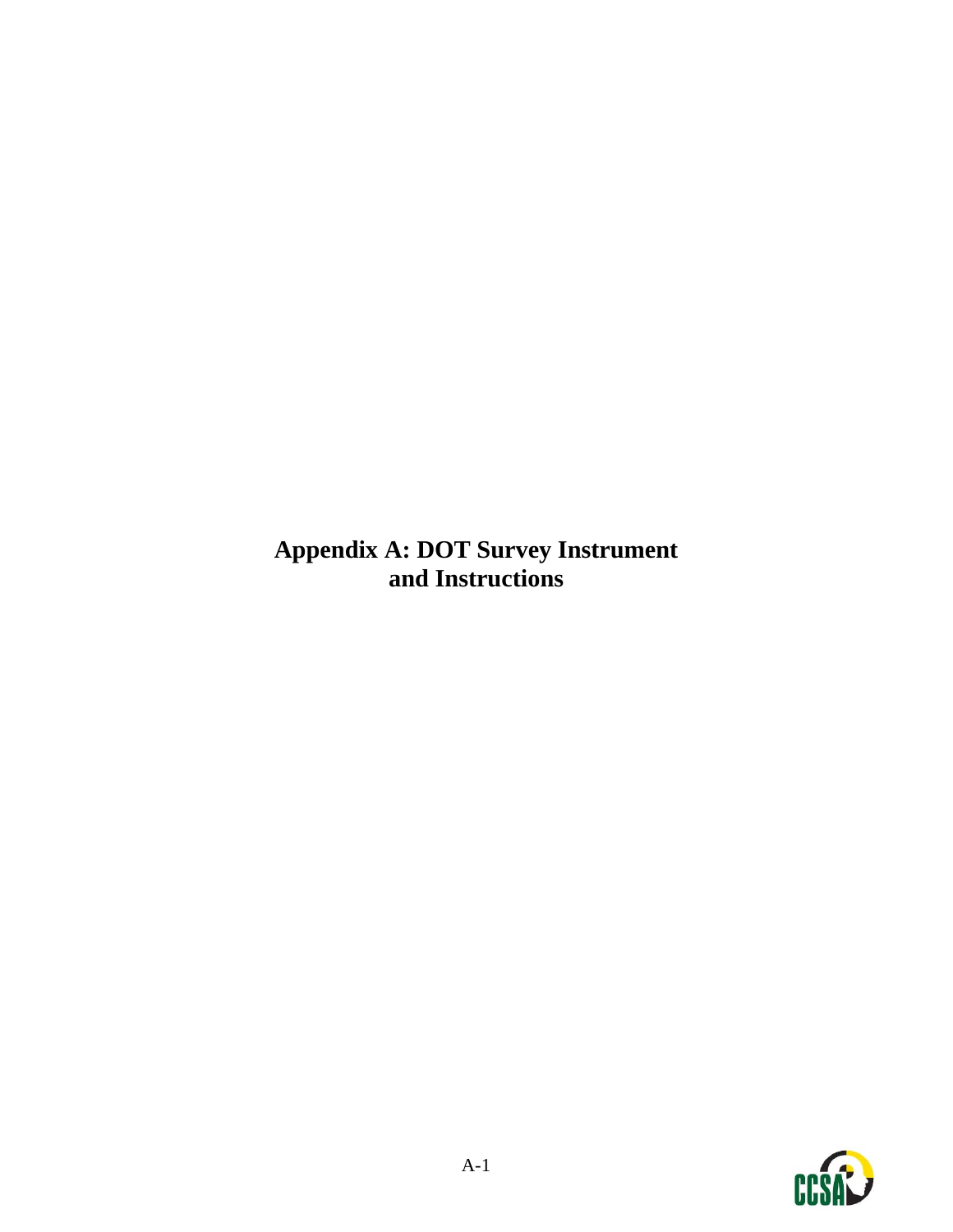# Appendix A: DOT Survey Instrument and Instructions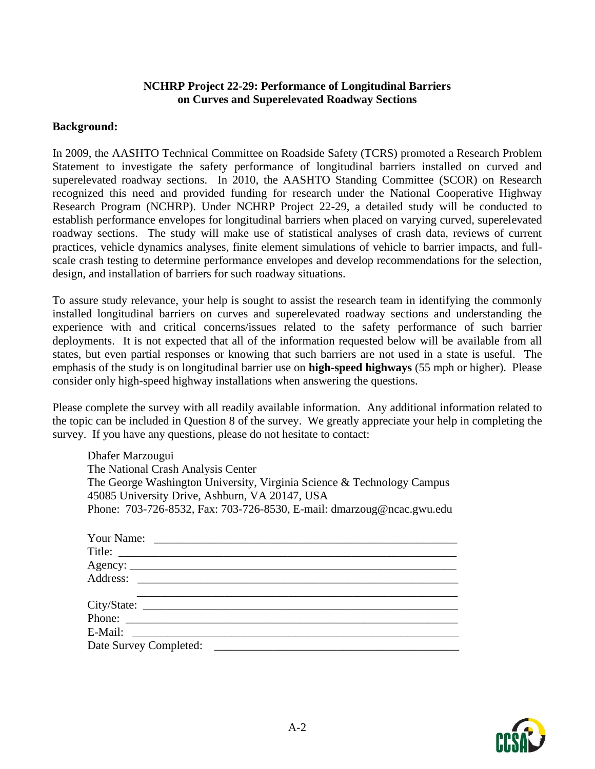**NCHRP Project 22-29: Performance of Longitudinal Barriers on Curves and Superelevated Roadway Sections**

**Background:**

In 2009, the AASHTO Technical Committee on Roadside Safety (TCRS) promoted a Research Problem Statement to investigate the safety performance of longitudinal barriers installed on curved and superelevated roadway sections. In 2010, the AASHTO Standing Committee (SCOR) on Research recognized this need and provided funding for research under the National Cooperative Highway Research Program (NCHRP). Under NCHRP Project 22-29, a detailed study will be conducted to establish performance envelopes for longitudinal barriers when placed on varying curved, superelevated roadway sections. The study will make use of statistical analyses of crash data, reviews of current practices, vehicle dynamics analyses, finite element simulations of vehicle to barrier impacts, and full-scale crash testing to determine performance envelopes and develop recommendations for the selection, design, and installation of barriers for such roadway situations.

To assure study relevance, your help is sought to assist the research team in identifying the commonly installed longitudinal barriers on curves and superelevated roadway sections and understanding the experience with and critical concerns/issues related to the safety performance of such barrier deployments. It is not expected that all of the information requested below will be available from all states, but even partial responses or knowing that such barriers are not used in a state is useful. The emphasis of the study is on longitudinal barrier use on **high-speed highways** (55 mph or higher). Please consider only high-speed highway installations when answering the questions.

Please complete the survey with all readily available information. Any additional information related to the topic can be included in Question 8 of the survey. We greatly appreciate your help in completing the survey. If you have any questions, please do not hesitate to contact:

Dhafer Marzougui
The National Crash Analysis Center
The George Washington University, Virginia Science & Technology Campus
45085 University Drive, Ashburn, VA 20147, USA
Phone: 703-726-8532, Fax: 703-726-8530, E-mail: dmarzoug@ncac.gwu.edu

Your Name: ____________________________________________________
Title: ________________________________________________________
Agency: ______________________________________________________
Address: ______________________________________________________
______________________________________________________
City/State: ____________________________________________________
Phone: ________________________________________________________
E-Mail: ________________________________________________________
Date Survey Completed: __________________________________________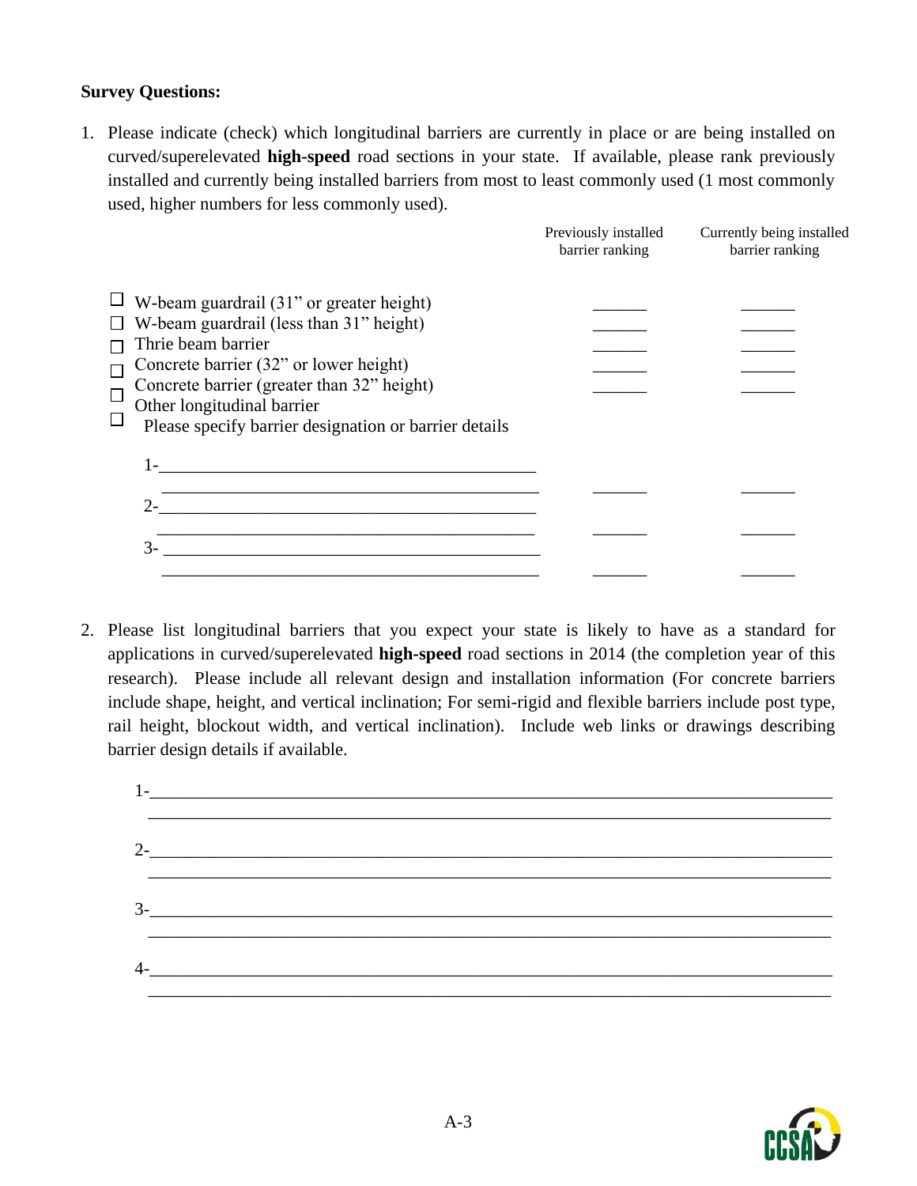**Survey Questions:**

1. Please indicate (check) which longitudinal barriers are currently in place or are being installed on curved/superelevated **high-speed** road sections in your state. If available, please rank previously installed and currently being installed barriers from most to least commonly used (1 most commonly used, higher numbers for less commonly used).

| | Previously installed barrier ranking | Currently being installed barrier ranking |
|---|---|---|
| ☐ W-beam guardrail (31" or greater height) | ______ | ______ |
| ☐ W-beam guardrail (less than 31" height) | ______ | ______ |
| ☐ Thrie beam barrier | ______ | ______ |
| ☐ Concrete barrier (32" or lower height) | ______ | ______ |
| ☐ Concrete barrier (greater than 32" height) | ______ | ______ |
| ☐ Other longitudinal barrier<br>Please specify barrier designation or barrier details | | |
| 1-__________________________________________ | ______ | ______ |
| 2-__________________________________________ | ______ | ______ |
| 3-__________________________________________ | ______ | ______ |

2. Please list longitudinal barriers that you expect your state is likely to have as a standard for applications in curved/superelevated **high-speed** road sections in 2014 (the completion year of this research). Please include all relevant design and installation information (For concrete barriers include shape, height, and vertical inclination; For semi-rigid and flexible barriers include post type, rail height, blockout width, and vertical inclination). Include web links or drawings describing barrier design details if available.

1-______________________________________________________________________________
______________________________________________________________________________

2-______________________________________________________________________________
______________________________________________________________________________

3-______________________________________________________________________________
______________________________________________________________________________

4-______________________________________________________________________________
______________________________________________________________________________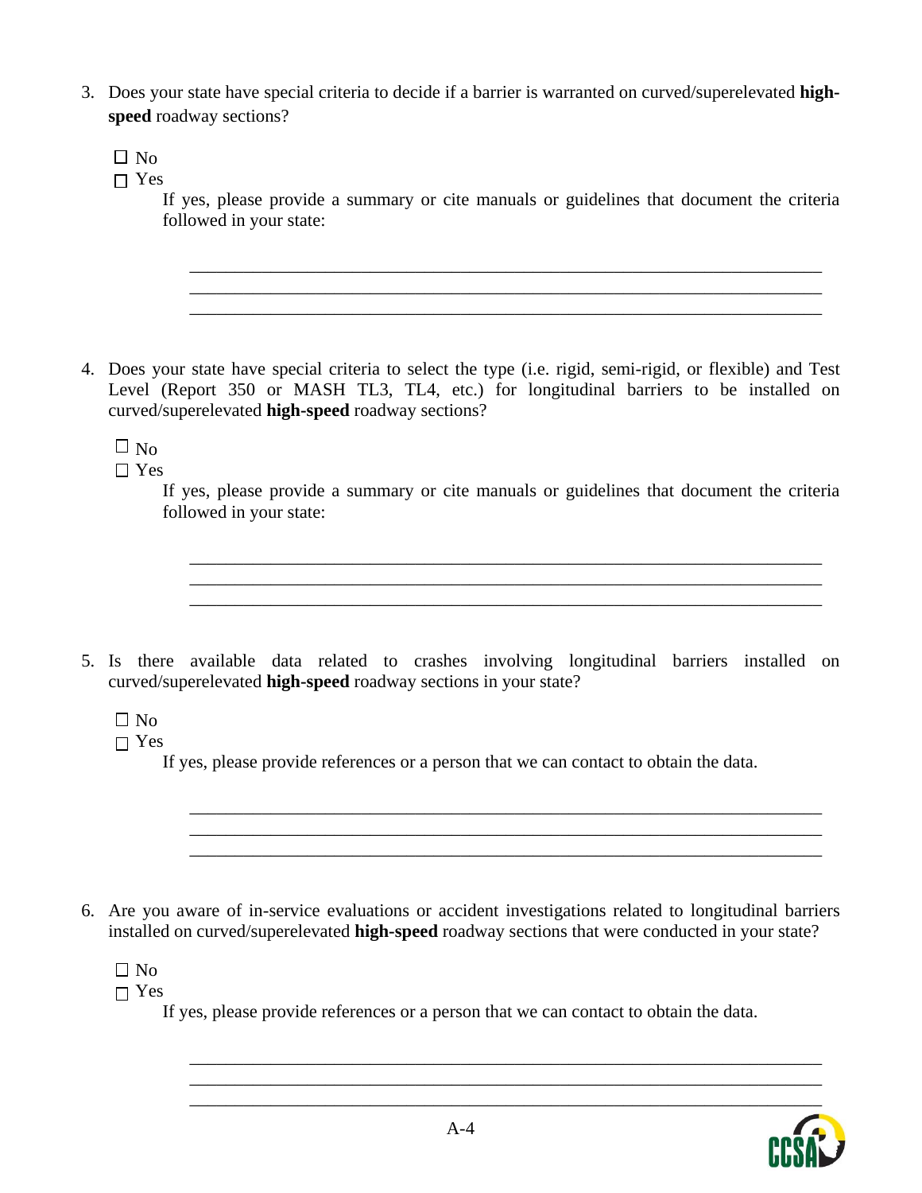3. Does your state have special criteria to decide if a barrier is warranted on curved/superelevated **high-speed** roadway sections?

   ☐ No
   ☐ Yes

   If yes, please provide a summary or cite manuals or guidelines that document the criteria followed in your state:

   ______________________________________________________________________
   ______________________________________________________________________
   ______________________________________________________________________

4. Does your state have special criteria to select the type (i.e. rigid, semi-rigid, or flexible) and Test Level (Report 350 or MASH TL3, TL4, etc.) for longitudinal barriers to be installed on curved/superelevated **high-speed** roadway sections?

   ☐ No
   ☐ Yes

   If yes, please provide a summary or cite manuals or guidelines that document the criteria followed in your state:

   ______________________________________________________________________
   ______________________________________________________________________
   ______________________________________________________________________

5. Is there available data related to crashes involving longitudinal barriers installed on curved/superelevated **high-speed** roadway sections in your state?

   ☐ No
   ☐ Yes

   If yes, please provide references or a person that we can contact to obtain the data.

   ______________________________________________________________________
   ______________________________________________________________________
   ______________________________________________________________________

6. Are you aware of in-service evaluations or accident investigations related to longitudinal barriers installed on curved/superelevated **high-speed** roadway sections that were conducted in your state?

   ☐ No
   ☐ Yes

   If yes, please provide references or a person that we can contact to obtain the data.

   ______________________________________________________________________
   ______________________________________________________________________
   ______________________________________________________________________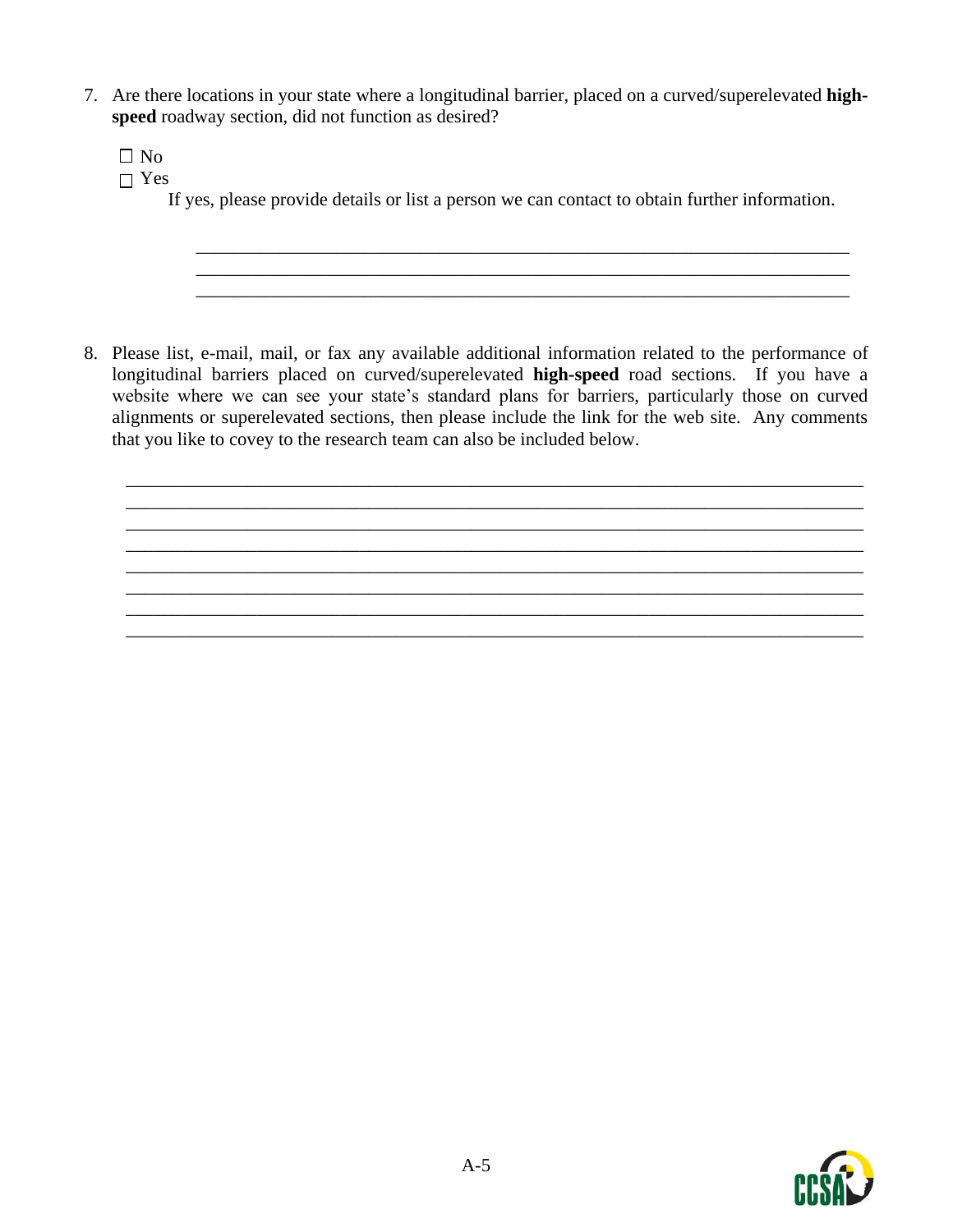7. Are there locations in your state where a longitudinal barrier, placed on a curved/superelevated **high-speed** roadway section, did not function as desired?

   ☐ No
   ☐ Yes
   If yes, please provide details or list a person we can contact to obtain further information.

   ______________________________________________________________________
   ______________________________________________________________________
   ______________________________________________________________________

8. Please list, e-mail, mail, or fax any available additional information related to the performance of longitudinal barriers placed on curved/superelevated **high-speed** road sections. If you have a website where we can see your state's standard plans for barriers, particularly those on curved alignments or superelevated sections, then please include the link for the web site. Any comments that you like to covey to the research team can also be included below.

   ______________________________________________________________________
   ______________________________________________________________________
   ______________________________________________________________________
   ______________________________________________________________________
   ______________________________________________________________________
   ______________________________________________________________________
   ______________________________________________________________________
   ______________________________________________________________________